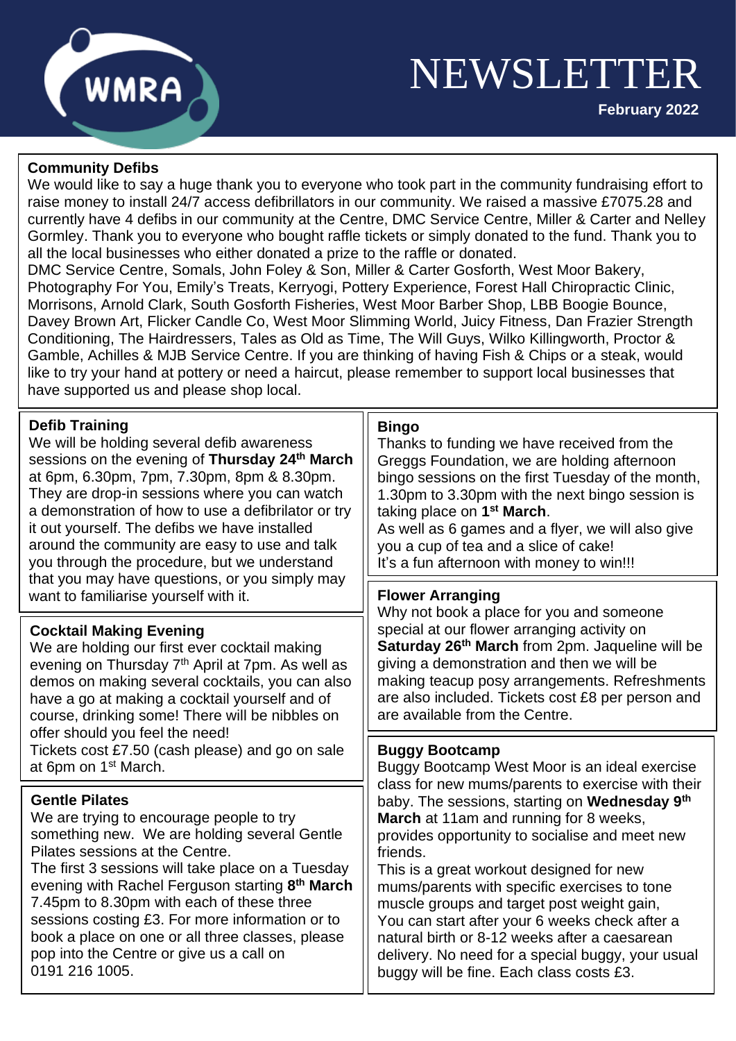# NEWSLETTER

**February 2022**

WMRA

## Community Defibs

We would like to say a huge thank you to everyone who took part in the community fundraising effort to raise money to install 24/7 access defibrillators in our community. We raised a massive £7075.28 and currently have 4 defibs in our community at the Centre, DMC Service Centre, Miller & Carter and Nelley Gormley. Thank you to everyone who bought raffle tickets or simply donated to the fund. Thank you to all the local businesses who either donated a prize to the raffle or donated.

DMC Service Centre, Somals, John Foley & Son, Miller & Carter Gosforth, West Moor Bakery, Photography For You, Emily's Treats, Kerryogi, Pottery Experience, Forest Hall Chiropractic Clinic, Morrisons, Arnold Clark, South Gosforth Fisheries, West Moor Barber Shop, LBB Boogie Bounce, Davey Brown Art, Flicker Candle Co, West Moor Slimming World, Juicy Fitness, Dan Frazier Strength Conditioning, The Hairdressers, Tales as Old as Time, The Will Guys, Wilko Killingworth, Proctor & Gamble, Achilles & MJB Service Centre. If you are thinking of having Fish & Chips or a steak, would like to try your hand at pottery or need a haircut, please remember to support local businesses that have supported us and please shop local.

## Defib Training

We will be holding several defib awareness sessions on the evening of **Thursday 24th March** at 6pm, 6.30pm, 7pm, 7.30pm, 8pm & 8.30pm. They are drop-in sessions where you can watch a demonstration of how to use a defibrillator or try it out yourself. The defibs we have installed around the community are easy to use and talk you through the procedure, but we understand that you may have questions, or you simply may want to familiarise yourself with it.

## Cocktail Making Evening

We are holding our first ever cocktail making evening on Thursday 7th April at 7pm. As well as demos on making several cocktails, you can also have a go at making a cocktail yourself and of course, drinking some! There will be nibbles on offer should you feel the need!

Tickets cost £7.50 (cash please) and go on sale at 6pm on 1st March.

## Gentle Pilates

We are trying to encourage people to try something new. We are holding several Gentle Pilates sessions at the Centre.

The first 3 sessions will take place on a Tuesday evening with Rachel Ferguson starting **8th March** 7.45pm to 8.30pm with each of these three sessions costing £3. For more information or to book a place on one or all three classes, please pop into the Centre or give us a call on 0191 216 1005.

## Bingo

Thanks to funding we have received from the Greggs Foundation, we are holding afternoon bingo sessions on the first Tuesday of the month, 1.30pm to 3.30pm with the next bingo session is taking place on **1st March**.

As well as 6 games and a flyer, we will also give you a cup of tea and a slice of cake!

It's a fun afternoon with money to win!!!

## Flower Arranging

Why not book a place for you and someone special at our flower arranging activity on **Saturday 26th March** from 2pm. Jaqueline will be giving a demonstration and then we will be making teacup posy arrangements. Refreshments are also included. Tickets cost £8 per person and are available from the Centre.

## Buggy Bootcamp

Buggy Bootcamp West Moor is an ideal exercise class for new mums/parents to exercise with their baby. The sessions, starting on **Wednesday 9th March** at 11am and running for 8 weeks, provides opportunity to socialise and meet new friends.

This is a great workout designed for new mums/parents with specific exercises to tone muscle groups and target post weight gain,

You can start after your 6 weeks check after a natural birth or 8-12 weeks after a caesarean delivery. No need for a special buggy, your usual buggy will be fine. Each class costs £3.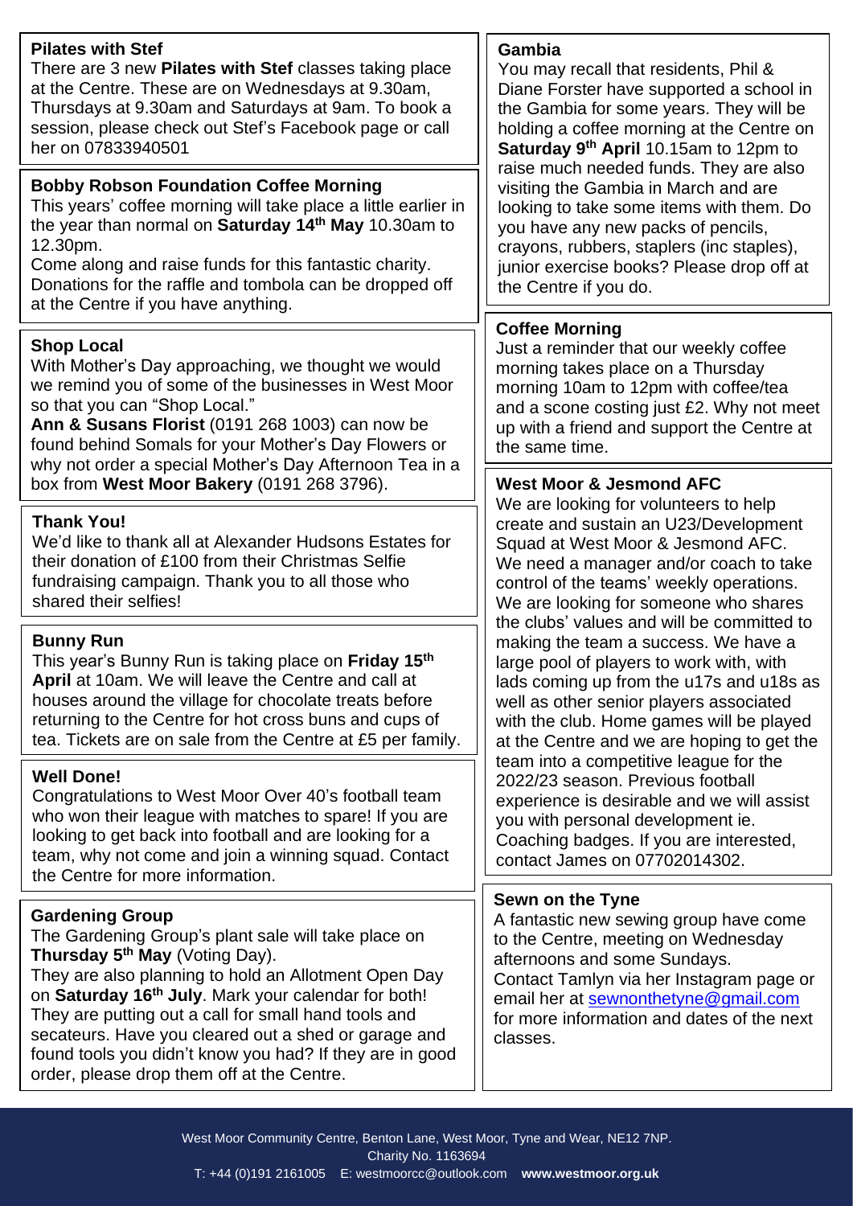## Pilates with Stef

There are 3 new **Pilates with Stef** classes taking place at the Centre. These are on Wednesdays at 9.30am, Thursdays at 9.30am and Saturdays at 9am. To book a session, please check out Stef's Facebook page or call her on 07833940501

## Bobby Robson Foundation Coffee Morning

This years' coffee morning will take place a little earlier in the year than normal on **Saturday 14th May** 10.30am to 12.30pm.

Come along and raise funds for this fantastic charity. Donations for the raffle and tombola can be dropped off at the Centre if you have anything.

## Shop Local

With Mother's Day approaching, we thought we would we remind you of some of the businesses in West Moor so that you can "Shop Local."

**Ann & Susans Florist** (0191 268 1003) can now be found behind Somals for your Mother's Day Flowers or why not order a special Mother's Day Afternoon Tea in a box from **West Moor Bakery** (0191 268 3796).

## Thank You!

We'd like to thank all at Alexander Hudsons Estates for their donation of £100 from their Christmas Selfie fundraising campaign. Thank you to all those who shared their selfies!

## Bunny Run

This year's Bunny Run is taking place on **Friday 15th April** at 10am. We will leave the Centre and call at houses around the village for chocolate treats before returning to the Centre for hot cross buns and cups of tea. Tickets are on sale from the Centre at £5 per family.

## Well Done!

Congratulations to West Moor Over 40's football team who won their league with matches to spare! If you are looking to get back into football and are looking for a team, why not come and join a winning squad. Contact the Centre for more information.

## Gardening Group

The Gardening Group's plant sale will take place on **Thursday 5th May** (Voting Day).

They are also planning to hold an Allotment Open Day on **Saturday 16th July**. Mark your calendar for both! They are putting out a call for small hand tools and secateurs. Have you cleared out a shed or garage and found tools you didn't know you had? If they are in good order, please drop them off at the Centre.

## Gambia

You may recall that residents, Phil & Diane Forster have supported a school in the Gambia for some years. They will be holding a coffee morning at the Centre on **Saturday 9th April** 10.15am to 12pm to raise much needed funds. They are also visiting the Gambia in March and are looking to take some items with them. Do you have any new packs of pencils, crayons, rubbers, staplers (inc staples), junior exercise books? Please drop off at the Centre if you do.

## Coffee Morning

Just a reminder that our weekly coffee morning takes place on a Thursday morning 10am to 12pm with coffee/tea and a scone costing just £2. Why not meet up with a friend and support the Centre at the same time.

## West Moor & Jesmond AFC

We are looking for volunteers to help create and sustain an U23/Development Squad at West Moor & Jesmond AFC. We need a manager and/or coach to take control of the teams' weekly operations. We are looking for someone who shares the clubs' values and will be committed to making the team a success. We have a large pool of players to work with, with lads coming up from the u17s and u18s as well as other senior players associated with the club. Home games will be played at the Centre and we are hoping to get the team into a competitive league for the 2022/23 season. Previous football experience is desirable and we will assist you with personal development ie. Coaching badges. If you are interested, contact James on 07702014302.

## Sewn on the Tyne

A fantastic new sewing group have come to the Centre, meeting on Wednesday afternoons and some Sundays.

Contact Tamlyn via her Instagram page or email her at sewnonthetyne@gmail.com for more information and dates of the next classes.

West Moor Community Centre, Benton Lane, West Moor, Tyne and Wear, NE12 7NP.
Charity No. 1163694
T: +44 (0)191 2161005 E: westmoorcc@outlook.com **www.westmoor.org.uk**